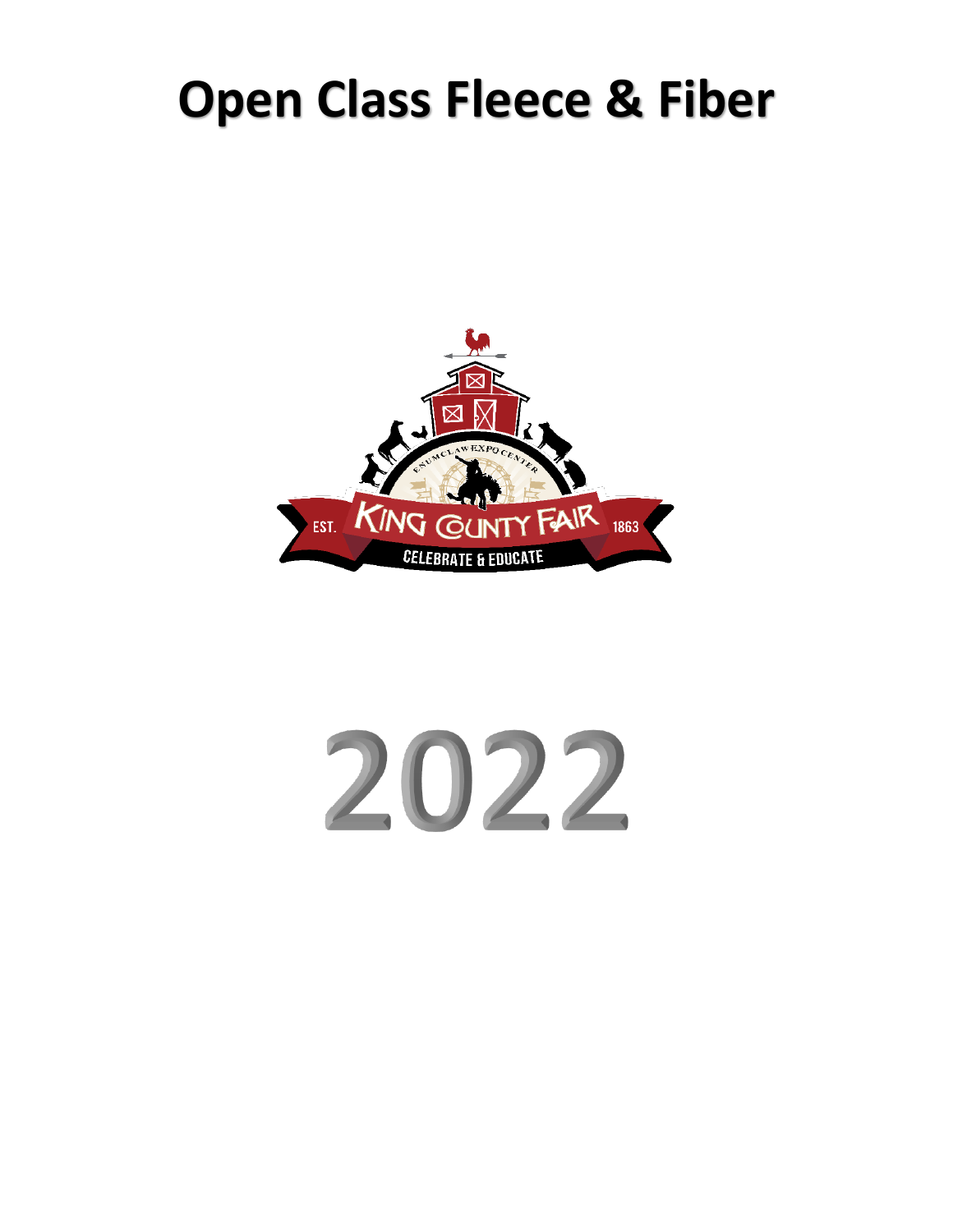# Open Class Fleece & Fiber

EST. KING COUNTY FAIR 1863

CELEBRATE & EDUCATE

ENUMCLAW EXPO CENTER

2022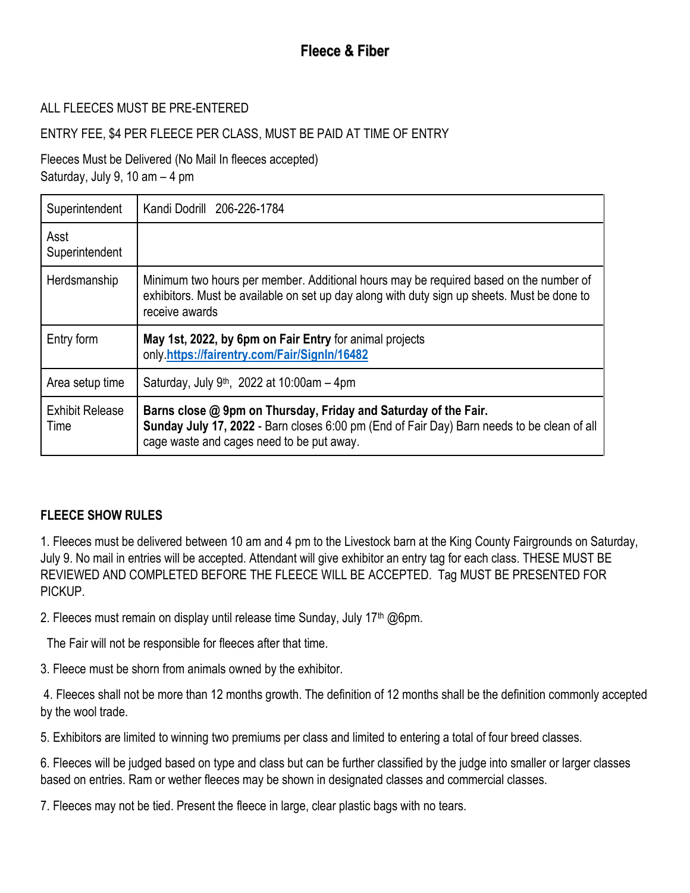# Fleece & Fiber

ALL FLEECES MUST BE PRE-ENTERED

ENTRY FEE, $4 PER FLEECE PER CLASS, MUST BE PAID AT TIME OF ENTRY

Fleeces Must be Delivered (No Mail In fleeces accepted)
Saturday, July 9, 10 am – 4 pm

| | |
|---|---|
| Superintendent | Kandi Dodrill 206-226-1784 |
| Asst Superintendent | |
| Herdsmanship | Minimum two hours per member. Additional hours may be required based on the number of exhibitors. Must be available on set up day along with duty sign up sheets. Must be done to receive awards |
| Entry form | **May 1st, 2022, by 6pm on Fair Entry** for animal projects only.**https://fairentry.com/Fair/SignIn/16482** |
| Area setup time | Saturday, July 9th, 2022 at 10:00am – 4pm |
| Exhibit Release Time | **Barns close @ 9pm on Thursday, Friday and Saturday of the Fair.** **Sunday July 17, 2022** - Barn closes 6:00 pm (End of Fair Day) Barn needs to be clean of all cage waste and cages need to be put away. |

**FLEECE SHOW RULES**

1. Fleeces must be delivered between 10 am and 4 pm to the Livestock barn at the King County Fairgrounds on Saturday, July 9. No mail in entries will be accepted. Attendant will give exhibitor an entry tag for each class. THESE MUST BE REVIEWED AND COMPLETED BEFORE THE FLEECE WILL BE ACCEPTED. Tag MUST BE PRESENTED FOR PICKUP.

2. Fleeces must remain on display until release time Sunday, July 17th @6pm.

   The Fair will not be responsible for fleeces after that time.

3. Fleece must be shorn from animals owned by the exhibitor.

4. Fleeces shall not be more than 12 months growth. The definition of 12 months shall be the definition commonly accepted by the wool trade.

5. Exhibitors are limited to winning two premiums per class and limited to entering a total of four breed classes.

6. Fleeces will be judged based on type and class but can be further classified by the judge into smaller or larger classes based on entries. Ram or wether fleeces may be shown in designated classes and commercial classes.

7. Fleeces may not be tied. Present the fleece in large, clear plastic bags with no tears.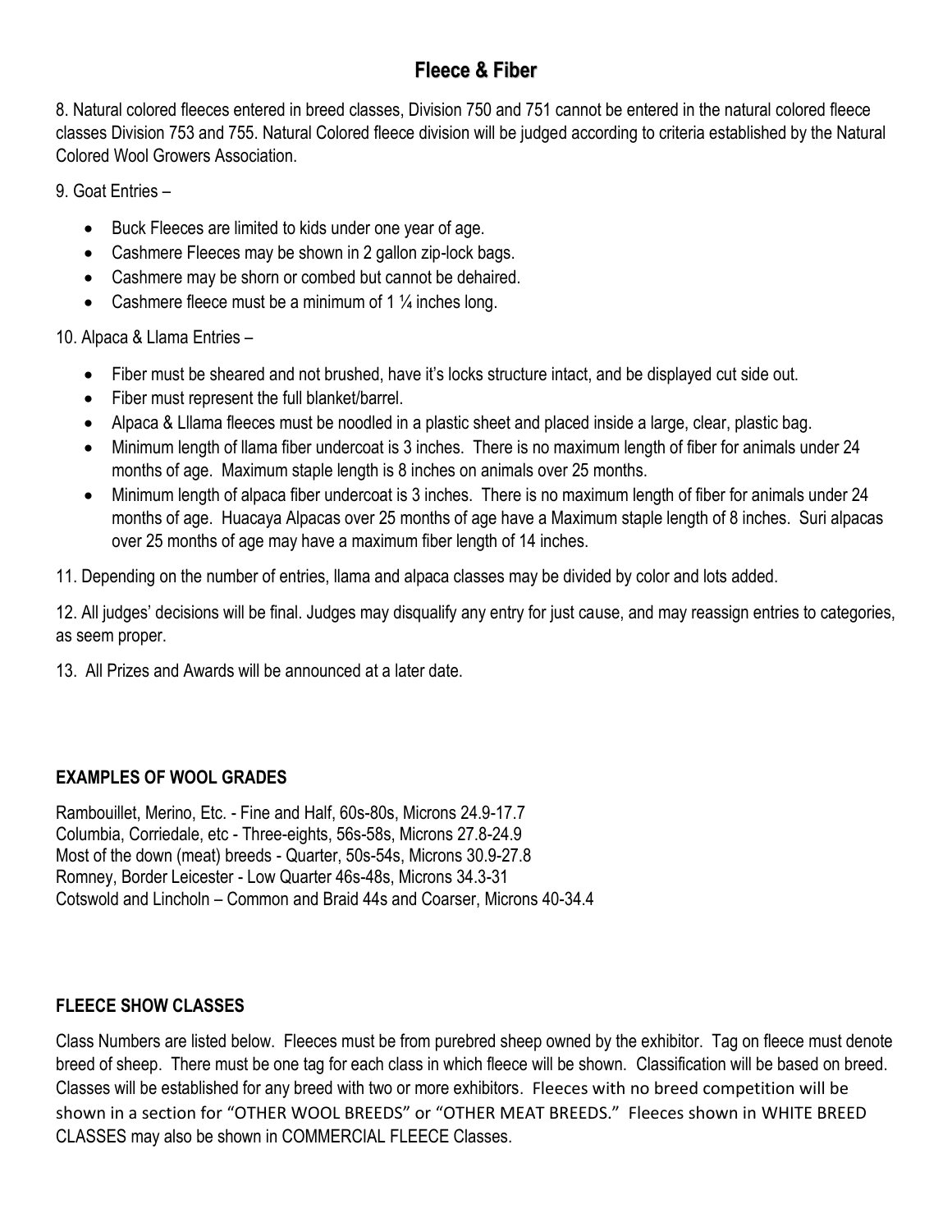## Fleece & Fiber

8. Natural colored fleeces entered in breed classes, Division 750 and 751 cannot be entered in the natural colored fleece classes Division 753 and 755. Natural Colored fleece division will be judged according to criteria established by the Natural Colored Wool Growers Association.

9. Goat Entries –

- Buck Fleeces are limited to kids under one year of age.
- Cashmere Fleeces may be shown in 2 gallon zip-lock bags.
- Cashmere may be shorn or combed but cannot be dehaired.
- Cashmere fleece must be a minimum of 1 ¼ inches long.

10. Alpaca & Llama Entries –

- Fiber must be sheared and not brushed, have it's locks structure intact, and be displayed cut side out.
- Fiber must represent the full blanket/barrel.
- Alpaca & Lllama fleeces must be noodled in a plastic sheet and placed inside a large, clear, plastic bag.
- Minimum length of llama fiber undercoat is 3 inches. There is no maximum length of fiber for animals under 24 months of age. Maximum staple length is 8 inches on animals over 25 months.
- Minimum length of alpaca fiber undercoat is 3 inches. There is no maximum length of fiber for animals under 24 months of age. Huacaya Alpacas over 25 months of age have a Maximum staple length of 8 inches. Suri alpacas over 25 months of age may have a maximum fiber length of 14 inches.

11. Depending on the number of entries, llama and alpaca classes may be divided by color and lots added.

12. All judges' decisions will be final. Judges may disqualify any entry for just cause, and may reassign entries to categories, as seem proper.

13. All Prizes and Awards will be announced at a later date.

### EXAMPLES OF WOOL GRADES

Rambouillet, Merino, Etc. - Fine and Half, 60s-80s, Microns 24.9-17.7
Columbia, Corriedale, etc - Three-eights, 56s-58s, Microns 27.8-24.9
Most of the down (meat) breeds - Quarter, 50s-54s, Microns 30.9-27.8
Romney, Border Leicester - Low Quarter 46s-48s, Microns 34.3-31
Cotswold and Lincholn – Common and Braid 44s and Coarser, Microns 40-34.4

### FLEECE SHOW CLASSES

Class Numbers are listed below. Fleeces must be from purebred sheep owned by the exhibitor. Tag on fleece must denote breed of sheep. There must be one tag for each class in which fleece will be shown. Classification will be based on breed. Classes will be established for any breed with two or more exhibitors. Fleeces with no breed competition will be shown in a section for "OTHER WOOL BREEDS" or "OTHER MEAT BREEDS." Fleeces shown in WHITE BREED CLASSES may also be shown in COMMERCIAL FLEECE Classes.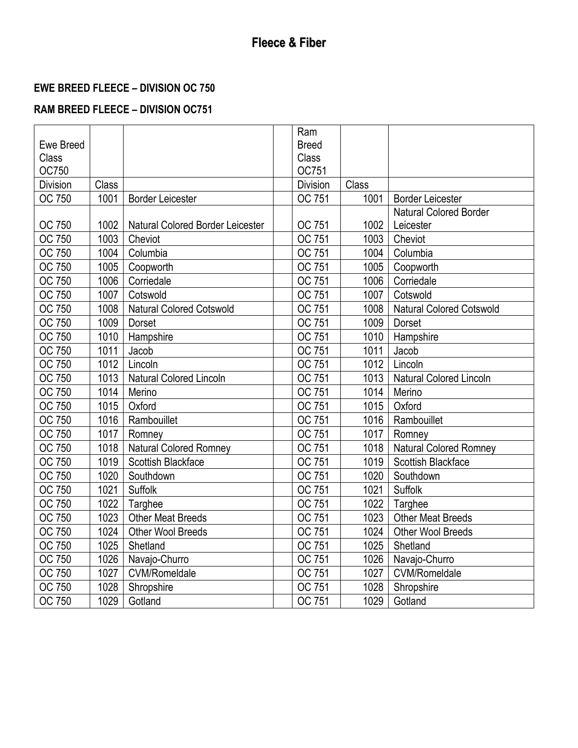# Fleece & Fiber

**EWE BREED FLEECE – DIVISION OC 750**

**RAM BREED FLEECE – DIVISION OC751**

| Ewe Breed Class OC750 | | | | Ram Breed Class OC751 | | |
|---|---|---|---|---|---|---|
| Division | Class | | | Division | Class | |
| OC 750 | 1001 | Border Leicester | | OC 751 | 1001 | Border Leicester |
| OC 750 | 1002 | Natural Colored Border Leicester | | OC 751 | 1002 | Natural Colored Border Leicester |
| OC 750 | 1003 | Cheviot | | OC 751 | 1003 | Cheviot |
| OC 750 | 1004 | Columbia | | OC 751 | 1004 | Columbia |
| OC 750 | 1005 | Coopworth | | OC 751 | 1005 | Coopworth |
| OC 750 | 1006 | Corriedale | | OC 751 | 1006 | Corriedale |
| OC 750 | 1007 | Cotswold | | OC 751 | 1007 | Cotswold |
| OC 750 | 1008 | Natural Colored Cotswold | | OC 751 | 1008 | Natural Colored Cotswold |
| OC 750 | 1009 | Dorset | | OC 751 | 1009 | Dorset |
| OC 750 | 1010 | Hampshire | | OC 751 | 1010 | Hampshire |
| OC 750 | 1011 | Jacob | | OC 751 | 1011 | Jacob |
| OC 750 | 1012 | Lincoln | | OC 751 | 1012 | Lincoln |
| OC 750 | 1013 | Natural Colored Lincoln | | OC 751 | 1013 | Natural Colored Lincoln |
| OC 750 | 1014 | Merino | | OC 751 | 1014 | Merino |
| OC 750 | 1015 | Oxford | | OC 751 | 1015 | Oxford |
| OC 750 | 1016 | Rambouillet | | OC 751 | 1016 | Rambouillet |
| OC 750 | 1017 | Romney | | OC 751 | 1017 | Romney |
| OC 750 | 1018 | Natural Colored Romney | | OC 751 | 1018 | Natural Colored Romney |
| OC 750 | 1019 | Scottish Blackface | | OC 751 | 1019 | Scottish Blackface |
| OC 750 | 1020 | Southdown | | OC 751 | 1020 | Southdown |
| OC 750 | 1021 | Suffolk | | OC 751 | 1021 | Suffolk |
| OC 750 | 1022 | Targhee | | OC 751 | 1022 | Targhee |
| OC 750 | 1023 | Other Meat Breeds | | OC 751 | 1023 | Other Meat Breeds |
| OC 750 | 1024 | Other Wool Breeds | | OC 751 | 1024 | Other Wool Breeds |
| OC 750 | 1025 | Shetland | | OC 751 | 1025 | Shetland |
| OC 750 | 1026 | Navajo-Churro | | OC 751 | 1026 | Navajo-Churro |
| OC 750 | 1027 | CVM/Romeldale | | OC 751 | 1027 | CVM/Romeldale |
| OC 750 | 1028 | Shropshire | | OC 751 | 1028 | Shropshire |
| OC 750 | 1029 | Gotland | | OC 751 | 1029 | Gotland |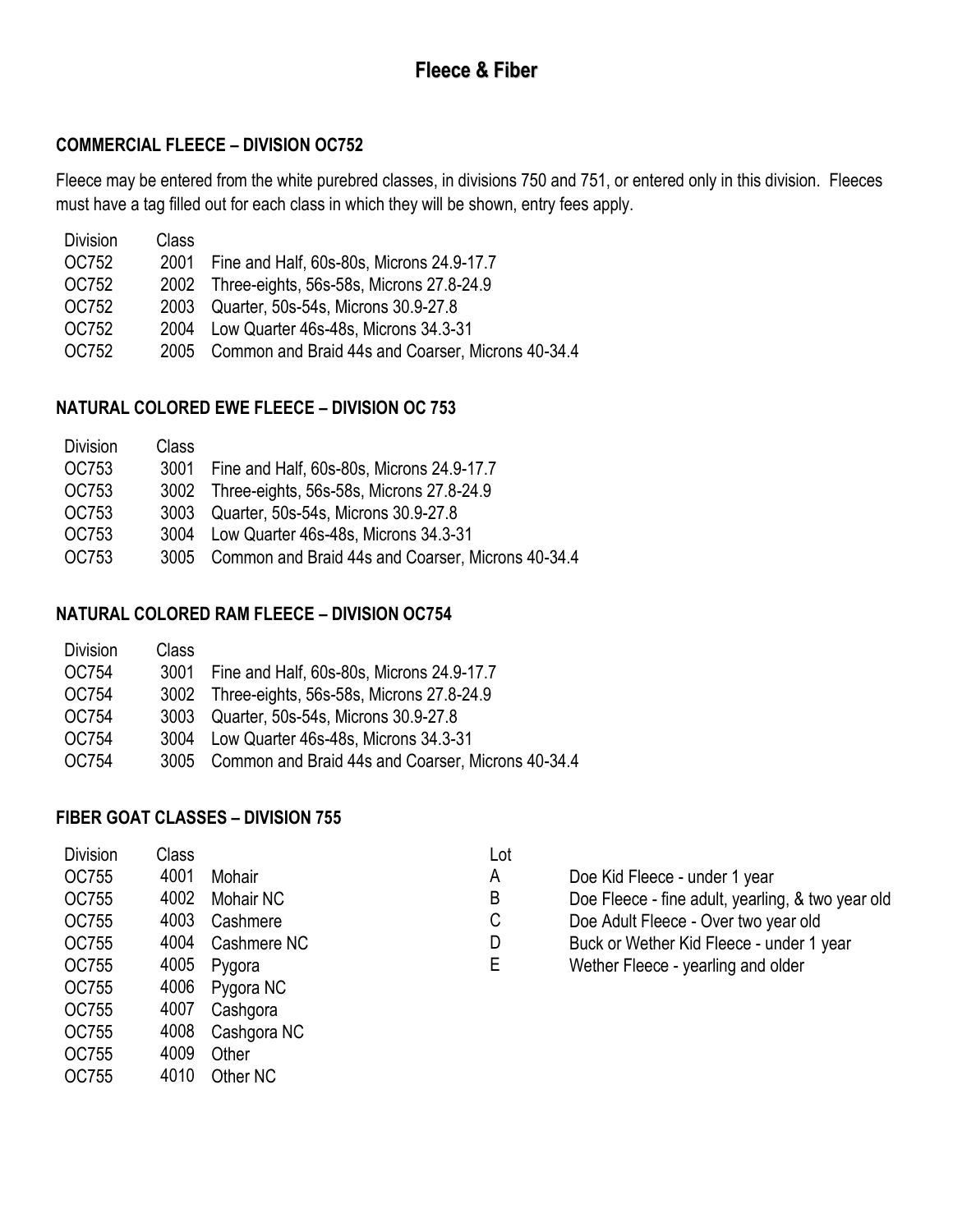# Fleece & Fiber

### COMMERCIAL FLEECE – DIVISION OC752

Fleece may be entered from the white purebred classes, in divisions 750 and 751, or entered only in this division. Fleeces must have a tag filled out for each class in which they will be shown, entry fees apply.

| Division | Class | |
|---|---|---|
| OC752 | 2001 | Fine and Half, 60s-80s, Microns 24.9-17.7 |
| OC752 | 2002 | Three-eights, 56s-58s, Microns 27.8-24.9 |
| OC752 | 2003 | Quarter, 50s-54s, Microns 30.9-27.8 |
| OC752 | 2004 | Low Quarter 46s-48s, Microns 34.3-31 |
| OC752 | 2005 | Common and Braid 44s and Coarser, Microns 40-34.4 |

### NATURAL COLORED EWE FLEECE – DIVISION OC 753

| Division | Class | |
|---|---|---|
| OC753 | 3001 | Fine and Half, 60s-80s, Microns 24.9-17.7 |
| OC753 | 3002 | Three-eights, 56s-58s, Microns 27.8-24.9 |
| OC753 | 3003 | Quarter, 50s-54s, Microns 30.9-27.8 |
| OC753 | 3004 | Low Quarter 46s-48s, Microns 34.3-31 |
| OC753 | 3005 | Common and Braid 44s and Coarser, Microns 40-34.4 |

### NATURAL COLORED RAM FLEECE – DIVISION OC754

| Division | Class | |
|---|---|---|
| OC754 | 3001 | Fine and Half, 60s-80s, Microns 24.9-17.7 |
| OC754 | 3002 | Three-eights, 56s-58s, Microns 27.8-24.9 |
| OC754 | 3003 | Quarter, 50s-54s, Microns 30.9-27.8 |
| OC754 | 3004 | Low Quarter 46s-48s, Microns 34.3-31 |
| OC754 | 3005 | Common and Braid 44s and Coarser, Microns 40-34.4 |

### FIBER GOAT CLASSES – DIVISION 755

| Division | Class | |
|---|---|---|
| OC755 | 4001 | Mohair |
| OC755 | 4002 | Mohair NC |
| OC755 | 4003 | Cashmere |
| OC755 | 4004 | Cashmere NC |
| OC755 | 4005 | Pygora |
| OC755 | 4006 | Pygora NC |
| OC755 | 4007 | Cashgora |
| OC755 | 4008 | Cashgora NC |
| OC755 | 4009 | Other |
| OC755 | 4010 | Other NC |

| Lot | |
|---|---|
| A | Doe Kid Fleece - under 1 year |
| B | Doe Fleece - fine adult, yearling, & two year old |
| C | Doe Adult Fleece - Over two year old |
| D | Buck or Wether Kid Fleece - under 1 year |
| E | Wether Fleece - yearling and older |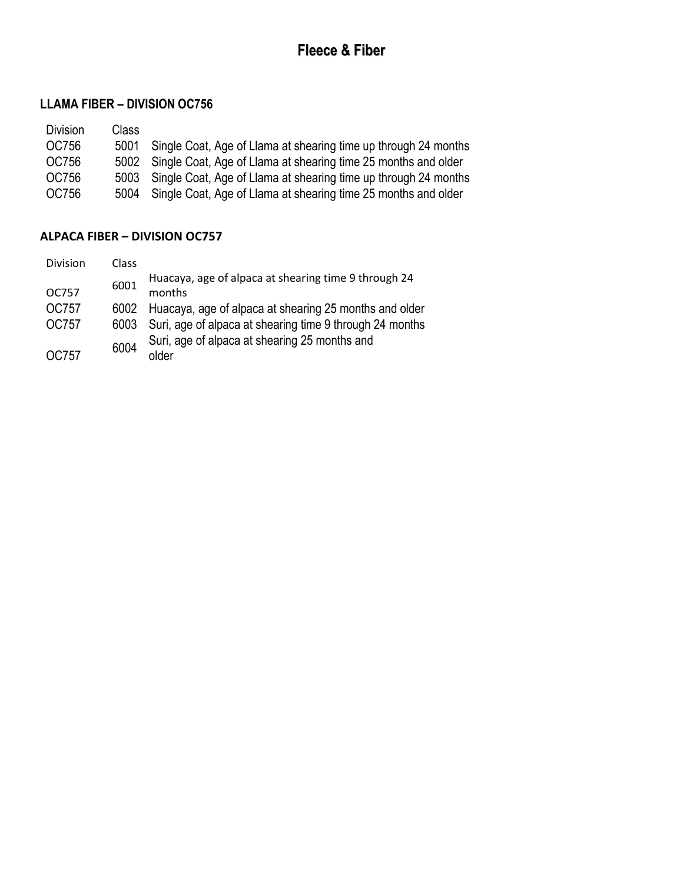# Fleece & Fiber

## LLAMA FIBER – DIVISION OC756

| Division | Class | |
|---|---|---|
| OC756 | 5001 | Single Coat, Age of Llama at shearing time up through 24 months |
| OC756 | 5002 | Single Coat, Age of Llama at shearing time 25 months and older |
| OC756 | 5003 | Single Coat, Age of Llama at shearing time up through 24 months |
| OC756 | 5004 | Single Coat, Age of Llama at shearing time 25 months and older |

## ALPACA FIBER – DIVISION OC757

| Division | Class | |
|---|---|---|
| OC757 | 6001 | Huacaya, age of alpaca at shearing time 9 through 24 months |
| OC757 | 6002 | Huacaya, age of alpaca at shearing 25 months and older |
| OC757 | 6003 | Suri, age of alpaca at shearing time 9 through 24 months |
| OC757 | 6004 | Suri, age of alpaca at shearing 25 months and older |